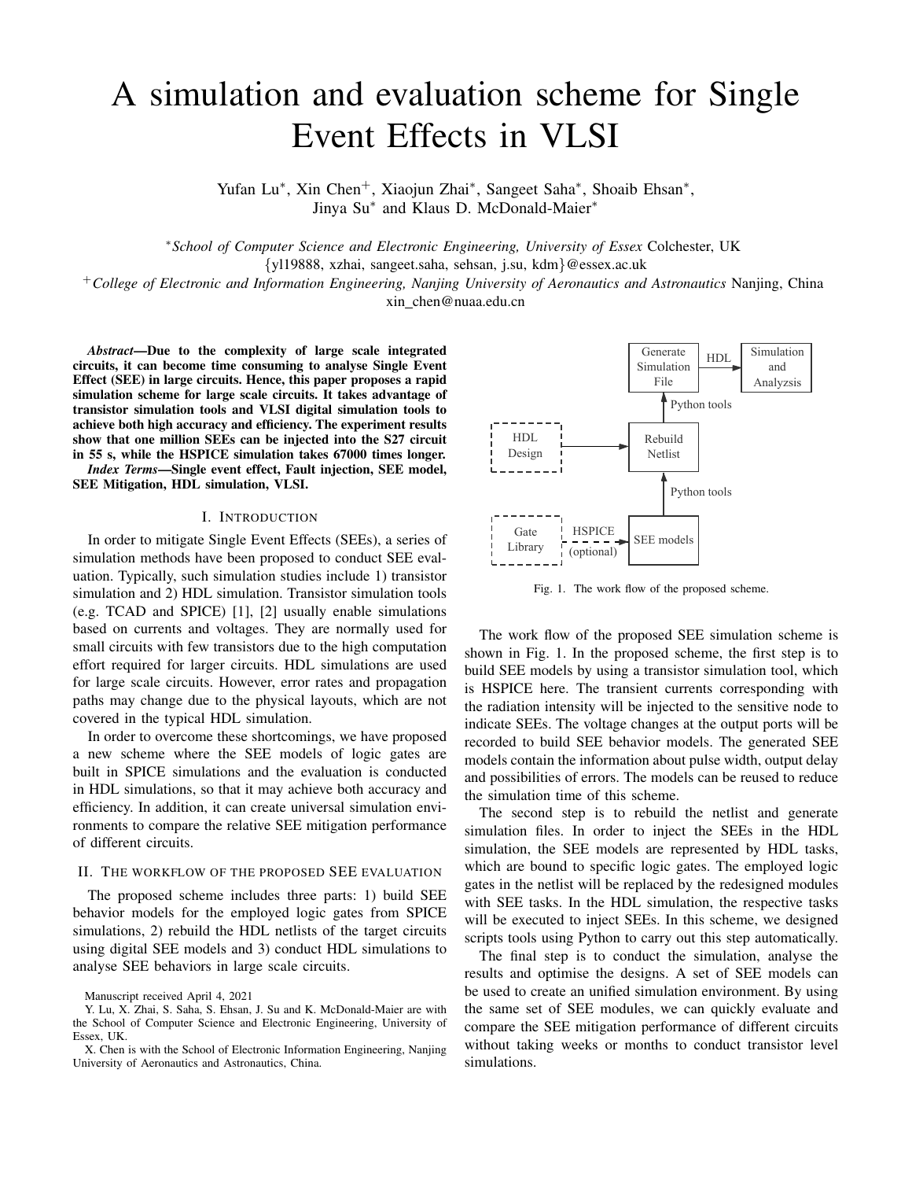# A simulation and evaluation scheme for Single Event Effects in VLSI

Yufan Lu*, Xin Chen+, Xiaojun Zhai*, Sangeet Saha*, Shoaib Ehsan*, Jinya Su* and Klaus D. McDonald-Maier*

*_School of Computer Science and Electronic Engineering, University of Essex_ Colchester, UK
{yl19888, xzhai, sangeet.saha, sehsan, j.su, kdm}@essex.ac.uk

+_College of Electronic and Information Engineering, Nanjing University of Aeronautics and Astronautics_ Nanjing, China
xin_chen@nuaa.edu.cn

***Abstract*—Due to the complexity of large scale integrated circuits, it can become time consuming to analyse Single Event Effect (SEE) in large circuits. Hence, this paper proposes a rapid simulation scheme for large scale circuits. It takes advantage of transistor simulation tools and VLSI digital simulation tools to achieve both high accuracy and efficiency. The experiment results show that one million SEEs can be injected into the S27 circuit in 55 s, while the HSPICE simulation takes 67000 times longer.**

***Index Terms*—Single event effect, Fault injection, SEE model, SEE Mitigation, HDL simulation, VLSI.**

## I. Introduction

In order to mitigate Single Event Effects (SEEs), a series of simulation methods have been proposed to conduct SEE evaluation. Typically, such simulation studies include 1) transistor simulation and 2) HDL simulation. Transistor simulation tools (e.g. TCAD and SPICE) [1], [2] usually enable simulations based on currents and voltages. They are normally used for small circuits with few transistors due to the high computation effort required for larger circuits. HDL simulations are used for large scale circuits. However, error rates and propagation paths may change due to the physical layouts, which are not covered in the typical HDL simulation.

In order to overcome these shortcomings, we have proposed a new scheme where the SEE models of logic gates are built in SPICE simulations and the evaluation is conducted in HDL simulations, so that it may achieve both accuracy and efficiency. In addition, it can create universal simulation environments to compare the relative SEE mitigation performance of different circuits.

## II. The workflow of the proposed SEE evaluation

The proposed scheme includes three parts: 1) build SEE behavior models for the employed logic gates from SPICE simulations, 2) rebuild the HDL netlists of the target circuits using digital SEE models and 3) conduct HDL simulations to analyse SEE behaviors in large scale circuits.

Manuscript received April 4, 2021

Y. Lu, X. Zhai, S. Saha, S. Ehsan, J. Su and K. McDonald-Maier are with the School of Computer Science and Electronic Engineering, University of Essex, UK.

X. Chen is with the School of Electronic Information Engineering, Nanjing University of Aeronautics and Astronautics, China.

Fig. 1. The work flow of the proposed scheme.

The work flow of the proposed SEE simulation scheme is shown in Fig. 1. In the proposed scheme, the first step is to build SEE models by using a transistor simulation tool, which is HSPICE here. The transient currents corresponding with the radiation intensity will be injected to the sensitive node to indicate SEEs. The voltage changes at the output ports will be recorded to build SEE behavior models. The generated SEE models contain the information about pulse width, output delay and possibilities of errors. The models can be reused to reduce the simulation time of this scheme.

The second step is to rebuild the netlist and generate simulation files. In order to inject the SEEs in the HDL simulation, the SEE models are represented by HDL tasks, which are bound to specific logic gates. The employed logic gates in the netlist will be replaced by the redesigned modules with SEE tasks. In the HDL simulation, the respective tasks will be executed to inject SEEs. In this scheme, we designed scripts tools using Python to carry out this step automatically.

The final step is to conduct the simulation, analyse the results and optimise the designs. A set of SEE models can be used to create an unified simulation environment. By using the same set of SEE modules, we can quickly evaluate and compare the SEE mitigation performance of different circuits without taking weeks or months to conduct transistor level simulations.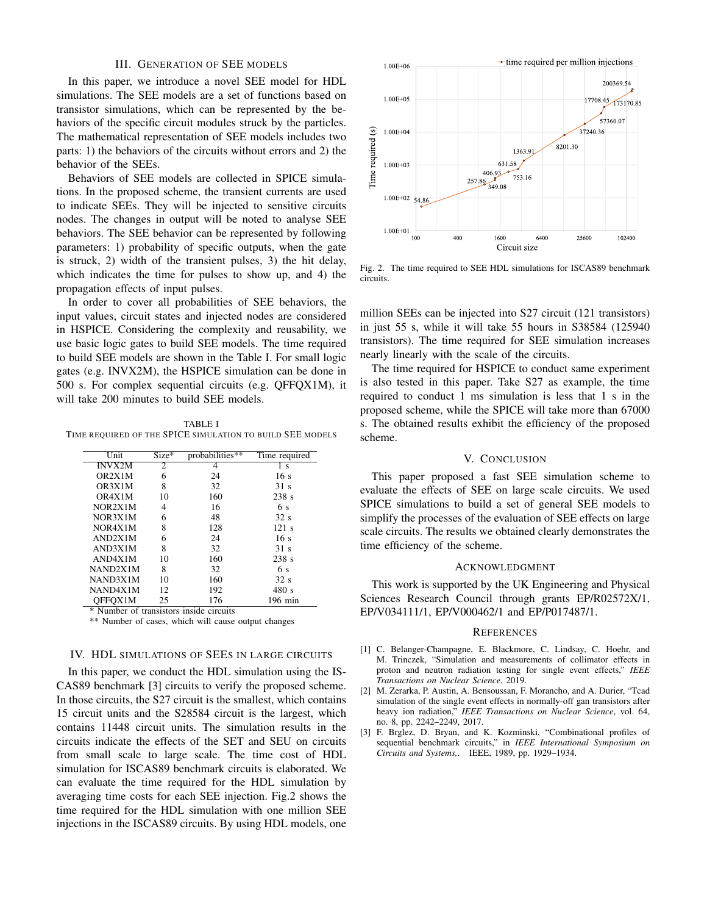## III. Generation of SEE models

In this paper, we introduce a novel SEE model for HDL simulations. The SEE models are a set of functions based on transistor simulations, which can be represented by the behaviors of the specific circuit modules struck by the particles. The mathematical representation of SEE models includes two parts: 1) the behaviors of the circuits without errors and 2) the behavior of the SEEs.

Behaviors of SEE models are collected in SPICE simulations. In the proposed scheme, the transient currents are used to indicate SEEs. They will be injected to sensitive circuits nodes. The changes in output will be noted to analyse SEE behaviors. The SEE behavior can be represented by following parameters: 1) probability of specific outputs, when the gate is struck, 2) width of the transient pulses, 3) the hit delay, which indicates the time for pulses to show up, and 4) the propagation effects of input pulses.

In order to cover all probabilities of SEE behaviors, the input values, circuit states and injected nodes are considered in HSPICE. Considering the complexity and reusability, we use basic logic gates to build SEE models. The time required to build SEE models are shown in the Table I. For small logic gates (e.g. INVX2M), the HSPICE simulation can be done in 500 s. For complex sequential circuits (e.g. QFFQX1M), it will take 200 minutes to build SEE models.

TABLE I
Time required of the SPICE simulation to build SEE models

| Unit | Size* | probabilities** | Time required |
|---|---|---|---|
| INVX2M | 2 | 4 | 1 s |
| OR2X1M | 6 | 24 | 16 s |
| OR3X1M | 8 | 32 | 31 s |
| OR4X1M | 10 | 160 | 238 s |
| NOR2X1M | 4 | 16 | 6 s |
| NOR3X1M | 6 | 48 | 32 s |
| NOR4X1M | 8 | 128 | 121 s |
| AND2X1M | 6 | 24 | 16 s |
| AND3X1M | 8 | 32 | 31 s |
| AND4X1M | 10 | 160 | 238 s |
| NAND2X1M | 8 | 32 | 6 s |
| NAND3X1M | 10 | 160 | 32 s |
| NAND4X1M | 12 | 192 | 480 s |
| QFFQX1M | 25 | 176 | 196 min |

\* Number of transistors inside circuits
\** Number of cases, which will cause output changes

## IV. HDL simulations of SEEs in large circuits

In this paper, we conduct the HDL simulation using the ISCAS89 benchmark [3] circuits to verify the proposed scheme. In those circuits, the S27 circuit is the smallest, which contains 15 circuit units and the S28584 circuit is the largest, which contains 11448 circuit units. The simulation results in the circuits indicate the effects of the SET and SEU on circuits from small scale to large scale. The time cost of HDL simulation for ISCAS89 benchmark circuits is elaborated. We can evaluate the time required for the HDL simulation by averaging time costs for each SEE injection. Fig.2 shows the time required for the HDL simulation with one million SEE injections in the ISCAS89 circuits. By using HDL models, one million SEEs can be injected into S27 circuit (121 transistors) in just 55 s, while it will take 55 hours in S38584 (125940 transistors). The time required for SEE simulation increases nearly linearly with the scale of the circuits.

time required per million injections
Time required (s)
1.00E+06
1.00E+05
1.00E+04
1.00E+03
1.00E+02
1.00E+01
Circuit size
100 400 1600 6400 25600 102400
54.86
257.86
349.08
406.93
631.58
753.16
1363.91
8201.30
37240.36
57360.07
17708.45
173170.85
200369.54

Fig. 2. The time required to SEE HDL simulations for ISCAS89 benchmark circuits.

The time required for HSPICE to conduct same experiment is also tested in this paper. Take S27 as example, the time required to conduct 1 ms simulation is less that 1 s in the proposed scheme, while the SPICE will take more than 67000 s. The obtained results exhibit the efficiency of the proposed scheme.

## V. Conclusion

This paper proposed a fast SEE simulation scheme to evaluate the effects of SEE on large scale circuits. We used SPICE simulations to build a set of general SEE models to simplify the processes of the evaluation of SEE effects on large scale circuits. The results we obtained clearly demonstrates the time efficiency of the scheme.

## Acknowledgment

This work is supported by the UK Engineering and Physical Sciences Research Council through grants EP/R02572X/1, EP/V034111/1, EP/V000462/1 and EP/P017487/1.

## References

[1] C. Belanger-Champagne, E. Blackmore, C. Lindsay, C. Hoehr, and M. Trinczek, "Simulation and measurements of collimator effects in proton and neutron radiation testing for single event effects," *IEEE Transactions on Nuclear Science*, 2019.

[2] M. Zerarka, P. Austin, A. Bensoussan, F. Morancho, and A. Durier, "Tcad simulation of the single event effects in normally-off gan transistors after heavy ion radiation," *IEEE Transactions on Nuclear Science*, vol. 64, no. 8, pp. 2242–2249, 2017.

[3] F. Brglez, D. Bryan, and K. Kozminski, "Combinational profiles of sequential benchmark circuits," in *IEEE International Symposium on Circuits and Systems,*. IEEE, 1989, pp. 1929–1934.